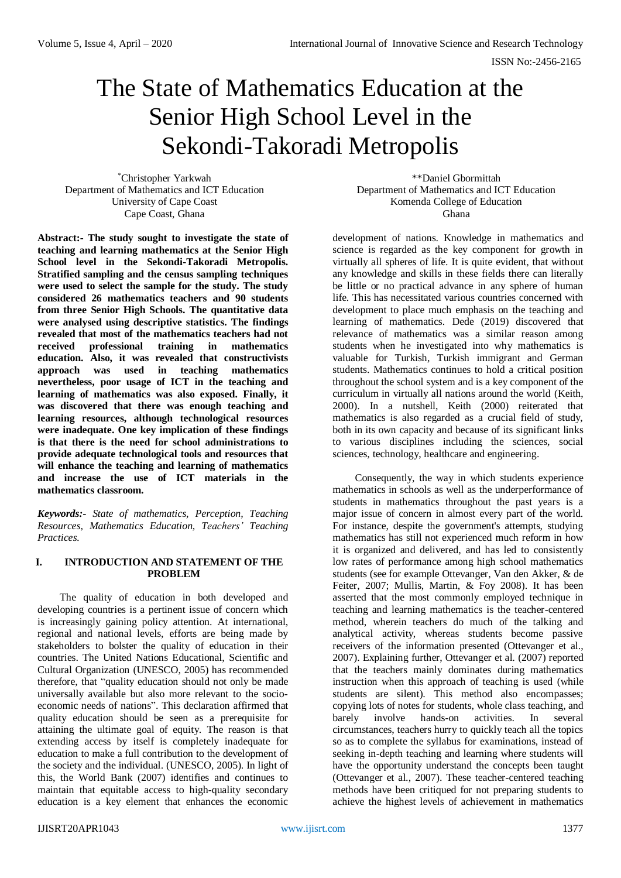# The State of Mathematics Education at the Senior High School Level in the Sekondi-Takoradi Metropolis

*Christopher Yarkwah
Department of Mathematics and ICT Education
University of Cape Coast
Cape Coast, Ghana

**Daniel Gbormittah
Department of Mathematics and ICT Education
Komenda College of Education
Ghana

**Abstract:- The study sought to investigate the state of teaching and learning mathematics at the Senior High School level in the Sekondi-Takoradi Metropolis. Stratified sampling and the census sampling techniques were used to select the sample for the study. The study considered 26 mathematics teachers and 90 students from three Senior High Schools. The quantitative data were analysed using descriptive statistics. The findings revealed that most of the mathematics teachers had not received professional training in mathematics education. Also, it was revealed that constructivists approach was used in teaching mathematics nevertheless, poor usage of ICT in the teaching and learning of mathematics was also exposed. Finally, it was discovered that there was enough teaching and learning resources, although technological resources were inadequate. One key implication of these findings is that there is the need for school administrations to provide adequate technological tools and resources that will enhance the teaching and learning of mathematics and increase the use of ICT materials in the mathematics classroom.**

***Keywords:-*** *State of mathematics, Perception, Teaching Resources, Mathematics Education, Teachers' Teaching Practices.*

## I. INTRODUCTION AND STATEMENT OF THE PROBLEM

The quality of education in both developed and developing countries is a pertinent issue of concern which is increasingly gaining policy attention. At international, regional and national levels, efforts are being made by stakeholders to bolster the quality of education in their countries. The United Nations Educational, Scientific and Cultural Organization (UNESCO, 2005) has recommended therefore, that "quality education should not only be made universally available but also more relevant to the socio-economic needs of nations". This declaration affirmed that quality education should be seen as a prerequisite for attaining the ultimate goal of equity. The reason is that extending access by itself is completely inadequate for education to make a full contribution to the development of the society and the individual. (UNESCO, 2005). In light of this, the World Bank (2007) identifies and continues to maintain that equitable access to high-quality secondary education is a key element that enhances the economic development of nations. Knowledge in mathematics and science is regarded as the key component for growth in virtually all spheres of life. It is quite evident, that without any knowledge and skills in these fields there can literally be little or no practical advance in any sphere of human life. This has necessitated various countries concerned with development to place much emphasis on the teaching and learning of mathematics. Dede (2019) discovered that relevance of mathematics was a similar reason among students when he investigated into why mathematics is valuable for Turkish, Turkish immigrant and German students. Mathematics continues to hold a critical position throughout the school system and is a key component of the curriculum in virtually all nations around the world (Keith, 2000). In a nutshell, Keith (2000) reiterated that mathematics is also regarded as a crucial field of study, both in its own capacity and because of its significant links to various disciplines including the sciences, social sciences, technology, healthcare and engineering.

Consequently, the way in which students experience mathematics in schools as well as the underperformance of students in mathematics throughout the past years is a major issue of concern in almost every part of the world. For instance, despite the government's attempts, studying mathematics has still not experienced much reform in how it is organized and delivered, and has led to consistently low rates of performance among high school mathematics students (see for example Ottevanger, Van den Akker, & de Feiter, 2007; Mullis, Martin, & Foy 2008). It has been asserted that the most commonly employed technique in teaching and learning mathematics is the teacher-centered method, wherein teachers do much of the talking and analytical activity, whereas students become passive receivers of the information presented (Ottevanger et al., 2007). Explaining further, Ottevanger et al. (2007) reported that the teachers mainly dominates during mathematics instruction when this approach of teaching is used (while students are silent). This method also encompasses; copying lots of notes for students, whole class teaching, and barely involve hands-on activities. In several circumstances, teachers hurry to quickly teach all the topics so as to complete the syllabus for examinations, instead of seeking in-depth teaching and learning where students will have the opportunity understand the concepts been taught (Ottevanger et al., 2007). These teacher-centered teaching methods have been critiqued for not preparing students to achieve the highest levels of achievement in mathematics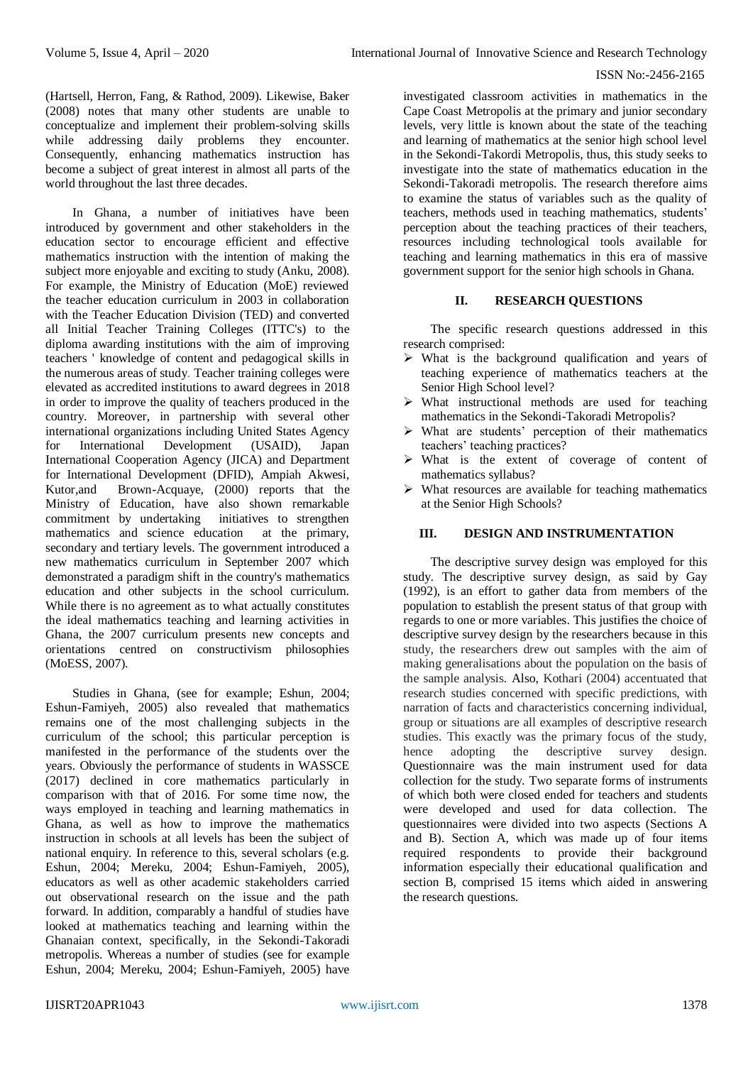(Hartsell, Herron, Fang, & Rathod, 2009). Likewise, Baker (2008) notes that many other students are unable to conceptualize and implement their problem-solving skills while addressing daily problems they encounter. Consequently, enhancing mathematics instruction has become a subject of great interest in almost all parts of the world throughout the last three decades.

In Ghana, a number of initiatives have been introduced by government and other stakeholders in the education sector to encourage efficient and effective mathematics instruction with the intention of making the subject more enjoyable and exciting to study (Anku, 2008). For example, the Ministry of Education (MoE) reviewed the teacher education curriculum in 2003 in collaboration with the Teacher Education Division (TED) and converted all Initial Teacher Training Colleges (ITTC's) to the diploma awarding institutions with the aim of improving teachers ' knowledge of content and pedagogical skills in the numerous areas of study. Teacher training colleges were elevated as accredited institutions to award degrees in 2018 in order to improve the quality of teachers produced in the country. Moreover, in partnership with several other international organizations including United States Agency for International Development (USAID), Japan International Cooperation Agency (JICA) and Department for International Development (DFID), Ampiah Akwesi, Kutor,and Brown-Acquaye, (2000) reports that the Ministry of Education, have also shown remarkable commitment by undertaking initiatives to strengthen mathematics and science education at the primary, secondary and tertiary levels. The government introduced a new mathematics curriculum in September 2007 which demonstrated a paradigm shift in the country's mathematics education and other subjects in the school curriculum. While there is no agreement as to what actually constitutes the ideal mathematics teaching and learning activities in Ghana, the 2007 curriculum presents new concepts and orientations centred on constructivism philosophies (MoESS, 2007).

Studies in Ghana, (see for example; Eshun, 2004; Eshun-Famiyeh, 2005) also revealed that mathematics remains one of the most challenging subjects in the curriculum of the school; this particular perception is manifested in the performance of the students over the years. Obviously the performance of students in WASSCE (2017) declined in core mathematics particularly in comparison with that of 2016. For some time now, the ways employed in teaching and learning mathematics in Ghana, as well as how to improve the mathematics instruction in schools at all levels has been the subject of national enquiry. In reference to this, several scholars (e.g. Eshun, 2004; Mereku, 2004; Eshun-Famiyeh, 2005), educators as well as other academic stakeholders carried out observational research on the issue and the path forward. In addition, comparably a handful of studies have looked at mathematics teaching and learning within the Ghanaian context, specifically, in the Sekondi-Takoradi metropolis. Whereas a number of studies (see for example Eshun, 2004; Mereku, 2004; Eshun-Famiyeh, 2005) have investigated classroom activities in mathematics in the Cape Coast Metropolis at the primary and junior secondary levels, very little is known about the state of the teaching and learning of mathematics at the senior high school level in the Sekondi-Takordi Metropolis, thus, this study seeks to investigate into the state of mathematics education in the Sekondi-Takoradi metropolis. The research therefore aims to examine the status of variables such as the quality of teachers, methods used in teaching mathematics, students' perception about the teaching practices of their teachers, resources including technological tools available for teaching and learning mathematics in this era of massive government support for the senior high schools in Ghana.

## II. RESEARCH QUESTIONS

The specific research questions addressed in this research comprised:

- What is the background qualification and years of teaching experience of mathematics teachers at the Senior High School level?
- What instructional methods are used for teaching mathematics in the Sekondi-Takoradi Metropolis?
- What are students' perception of their mathematics teachers' teaching practices?
- What is the extent of coverage of content of mathematics syllabus?
- What resources are available for teaching mathematics at the Senior High Schools?

## III. DESIGN AND INSTRUMENTATION

The descriptive survey design was employed for this study. The descriptive survey design, as said by Gay (1992), is an effort to gather data from members of the population to establish the present status of that group with regards to one or more variables. This justifies the choice of descriptive survey design by the researchers because in this study, the researchers drew out samples with the aim of making generalisations about the population on the basis of the sample analysis. Also, Kothari (2004) accentuated that research studies concerned with specific predictions, with narration of facts and characteristics concerning individual, group or situations are all examples of descriptive research studies. This exactly was the primary focus of the study, hence adopting the descriptive survey design. Questionnaire was the main instrument used for data collection for the study. Two separate forms of instruments of which both were closed ended for teachers and students were developed and used for data collection. The questionnaires were divided into two aspects (Sections A and B). Section A, which was made up of four items required respondents to provide their background information especially their educational qualification and section B, comprised 15 items which aided in answering the research questions.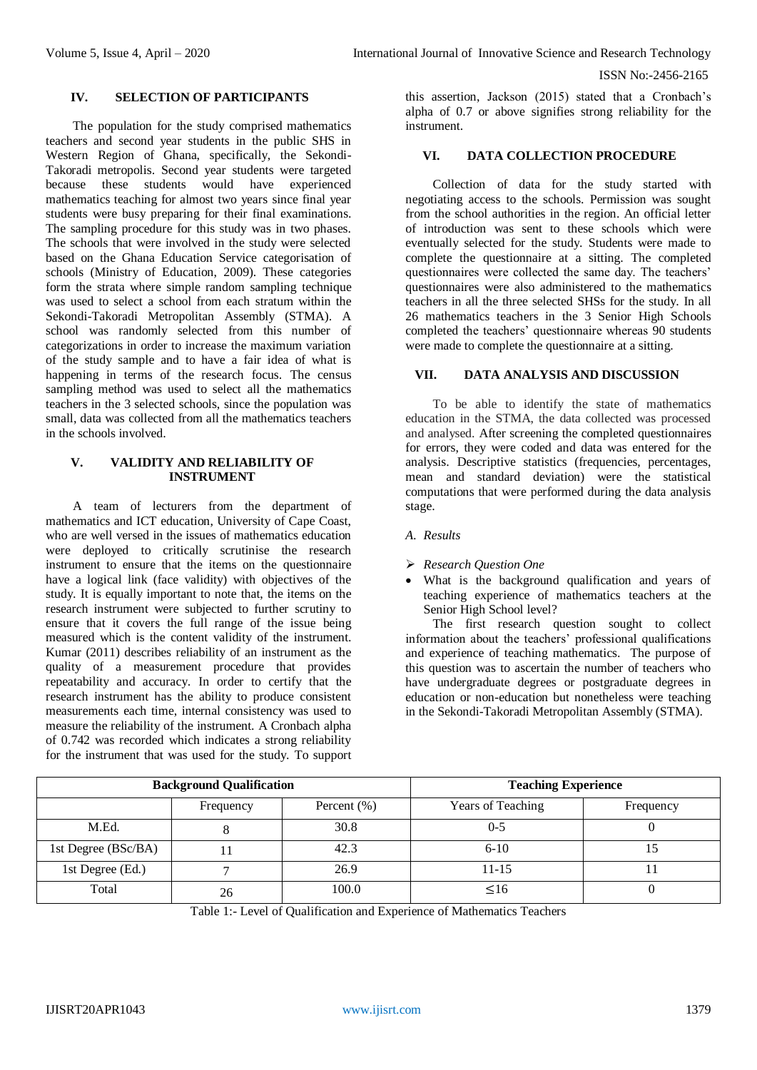## IV. SELECTION OF PARTICIPANTS

The population for the study comprised mathematics teachers and second year students in the public SHS in Western Region of Ghana, specifically, the Sekondi-Takoradi metropolis. Second year students were targeted because these students would have experienced mathematics teaching for almost two years since final year students were busy preparing for their final examinations. The sampling procedure for this study was in two phases. The schools that were involved in the study were selected based on the Ghana Education Service categorisation of schools (Ministry of Education, 2009). These categories form the strata where simple random sampling technique was used to select a school from each stratum within the Sekondi-Takoradi Metropolitan Assembly (STMA). A school was randomly selected from this number of categorizations in order to increase the maximum variation of the study sample and to have a fair idea of what is happening in terms of the research focus. The census sampling method was used to select all the mathematics teachers in the 3 selected schools, since the population was small, data was collected from all the mathematics teachers in the schools involved.

## V. VALIDITY AND RELIABILITY OF INSTRUMENT

A team of lecturers from the department of mathematics and ICT education, University of Cape Coast, who are well versed in the issues of mathematics education were deployed to critically scrutinise the research instrument to ensure that the items on the questionnaire have a logical link (face validity) with objectives of the study. It is equally important to note that, the items on the research instrument were subjected to further scrutiny to ensure that it covers the full range of the issue being measured which is the content validity of the instrument. Kumar (2011) describes reliability of an instrument as the quality of a measurement procedure that provides repeatability and accuracy. In order to certify that the research instrument has the ability to produce consistent measurements each time, internal consistency was used to measure the reliability of the instrument. A Cronbach alpha of 0.742 was recorded which indicates a strong reliability for the instrument that was used for the study. To support this assertion, Jackson (2015) stated that a Cronbach's alpha of 0.7 or above signifies strong reliability for the instrument.

## VI. DATA COLLECTION PROCEDURE

Collection of data for the study started with negotiating access to the schools. Permission was sought from the school authorities in the region. An official letter of introduction was sent to these schools which were eventually selected for the study. Students were made to complete the questionnaire at a sitting. The completed questionnaires were collected the same day. The teachers' questionnaires were also administered to the mathematics teachers in all the three selected SHSs for the study. In all 26 mathematics teachers in the 3 Senior High Schools completed the teachers' questionnaire whereas 90 students were made to complete the questionnaire at a sitting.

## VII. DATA ANALYSIS AND DISCUSSION

To be able to identify the state of mathematics education in the STMA, the data collected was processed and analysed. After screening the completed questionnaires for errors, they were coded and data was entered for the analysis. Descriptive statistics (frequencies, percentages, mean and standard deviation) were the statistical computations that were performed during the data analysis stage.

### *A. Results*

- *Research Question One*
  - What is the background qualification and years of teaching experience of mathematics teachers at the Senior High School level?

The first research question sought to collect information about the teachers' professional qualifications and experience of teaching mathematics. The purpose of this question was to ascertain the number of teachers who have undergraduate degrees or postgraduate degrees in education or non-education but nonetheless were teaching in the Sekondi-Takoradi Metropolitan Assembly (STMA).

| **Background Qualification** | | | **Teaching Experience** | |
|---|---|---|---|---|
| | Frequency | Percent (%) | Years of Teaching | Frequency |
| M.Ed. | 8 | 30.8 | 0-5 | 0 |
| 1st Degree (BSc/BA) | 11 | 42.3 | 6-10 | 15 |
| 1st Degree (Ed.) | 7 | 26.9 | 11-15 | 11 |
| Total | 26 | 100.0 | ≤16 | 0 |

Table 1:- Level of Qualification and Experience of Mathematics Teachers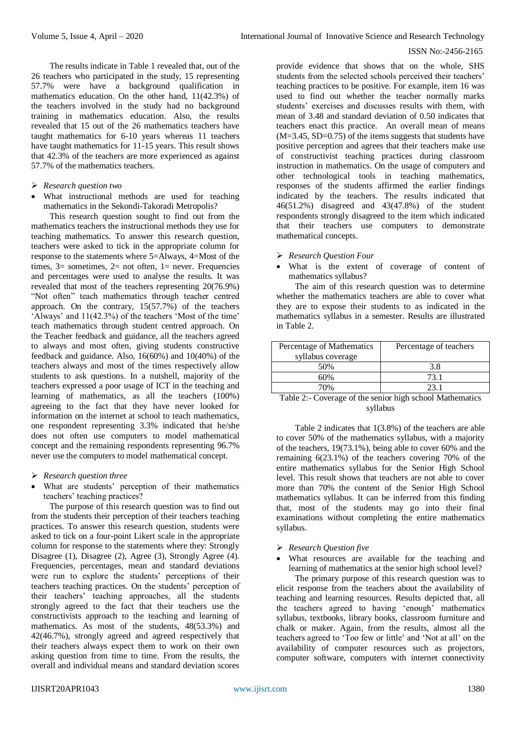The results indicate in Table 1 revealed that, out of the 26 teachers who participated in the study, 15 representing 57.7% were have a background qualification in mathematics education. On the other hand, 11(42.3%) of the teachers involved in the study had no background training in mathematics education. Also, the results revealed that 15 out of the 26 mathematics teachers have taught mathematics for 6-10 years whereas 11 teachers have taught mathematics for 11-15 years. This result shows that 42.3% of the teachers are more experienced as against 57.7% of the mathematics teachers.

➢ *Research question two*

- What instructional methods are used for teaching mathematics in the Sekondi-Takoradi Metropolis?

This research question sought to find out from the mathematics teachers the instructional methods they use for teaching mathematics. To answer this research question, teachers were asked to tick in the appropriate column for response to the statements where 5=Always, 4=Most of the times, 3= sometimes, 2= not often, 1= never. Frequencies and percentages were used to analyse the results. It was revealed that most of the teachers representing 20(76.9%) "Not often" teach mathematics through teacher centred approach. On the contrary, 15(57.7%) of the teachers 'Always' and 11(42.3%) of the teachers 'Most of the time' teach mathematics through student centred approach. On the Teacher feedback and guidance, all the teachers agreed to always and most often, giving students constructive feedback and guidance. Also, 16(60%) and 10(40%) of the teachers always and most of the times respectively allow students to ask questions. In a nutshell, majority of the teachers expressed a poor usage of ICT in the teaching and learning of mathematics, as all the teachers (100%) agreeing to the fact that they have never looked for information on the internet at school to teach mathematics, one respondent representing 3.3% indicated that he/she does not often use computers to model mathematical concept and the remaining respondents representing 96.7% never use the computers to model mathematical concept.

➢ *Research question three*

- What are students' perception of their mathematics teachers' teaching practices?

The purpose of this research question was to find out from the students their perception of their teachers teaching practices. To answer this research question, students were asked to tick on a four-point Likert scale in the appropriate column for response to the statements where they: Strongly Disagree (1), Disagree (2), Agree (3), Strongly Agree (4). Frequencies, percentages, mean and standard deviations were run to explore the students' perceptions of their teachers teaching practices. On the students' perception of their teachers' teaching approaches, all the students strongly agreed to the fact that their teachers use the constructivists approach to the teaching and learning of mathematics. As most of the students, 48(53.3%) and 42(46.7%), strongly agreed and agreed respectively that their teachers always expect them to work on their own asking question from time to time. From the results, the overall and individual means and standard deviation scores provide evidence that shows that on the whole, SHS students from the selected schools perceived their teachers' teaching practices to be positive. For example, item 16 was used to find out whether the teacher normally marks students' exercises and discusses results with them, with mean of 3.48 and standard deviation of 0.50 indicates that teachers enact this practice. An overall mean of means (M=3.45, SD=0.75) of the items suggests that students have positive perception and agrees that their teachers make use of constructivist teaching practices during classroom instruction in mathematics. On the usage of computers and other technological tools in teaching mathematics, responses of the students affirmed the earlier findings indicated by the teachers. The results indicated that 46(51.2%) disagreed and 43(47.8%) of the student respondents strongly disagreed to the item which indicated that their teachers use computers to demonstrate mathematical concepts.

➢ *Research Question Four*

- What is the extent of coverage of content of mathematics syllabus?

The aim of this research question was to determine whether the mathematics teachers are able to cover what they are to expose their students to as indicated in the mathematics syllabus in a semester. Results are illustrated in Table 2.

| Percentage of Mathematics syllabus coverage | Percentage of teachers |
|---|---|
| 50% | 3.8 |
| 60% | 73.1 |
| 70% | 23.1 |

Table 2:- Coverage of the senior high school Mathematics syllabus

Table 2 indicates that 1(3.8%) of the teachers are able to cover 50% of the mathematics syllabus, with a majority of the teachers, 19(73.1%), being able to cover 60% and the remaining 6(23.1%) of the teachers covering 70% of the entire mathematics syllabus for the Senior High School level. This result shows that teachers are not able to cover more than 70% the content of the Senior High School mathematics syllabus. It can be inferred from this finding that, most of the students may go into their final examinations without completing the entire mathematics syllabus.

➢ *Research Question five*

- What resources are available for the teaching and learning of mathematics at the senior high school level?

The primary purpose of this research question was to elicit response from the teachers about the availability of teaching and learning resources. Results depicted that, all the teachers agreed to having 'enough' mathematics syllabus, textbooks, library books, classroom furniture and chalk or maker. Again, from the results, almost all the teachers agreed to 'Too few or little' and 'Not at all' on the availability of computer resources such as projectors, computer software, computers with internet connectivity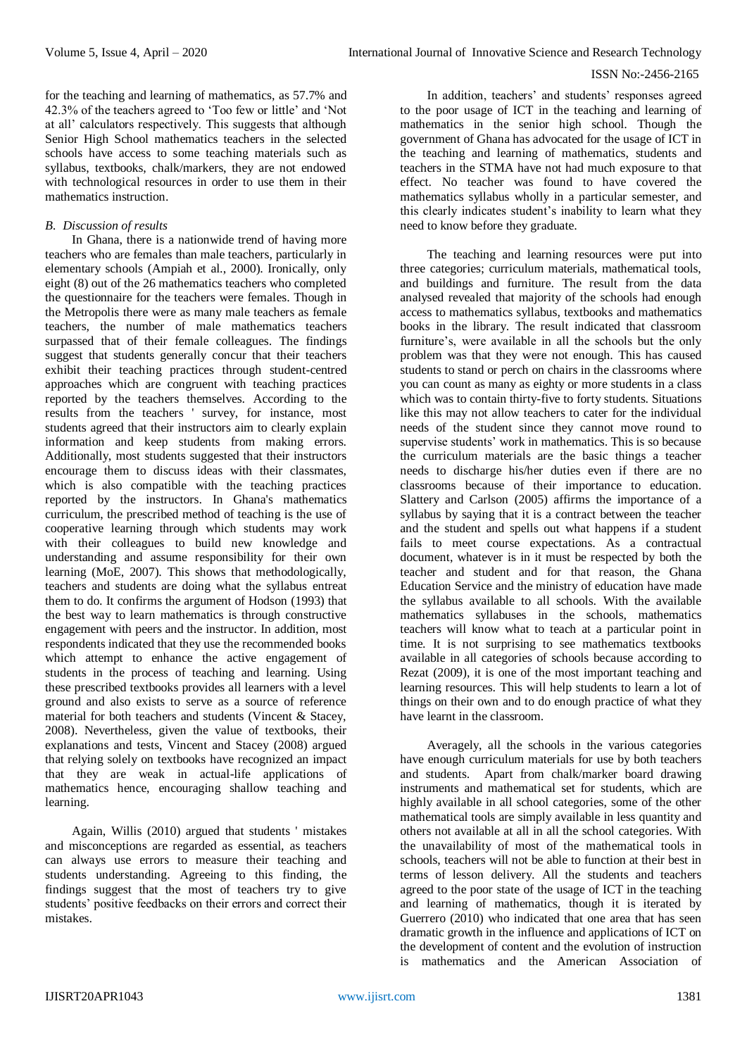for the teaching and learning of mathematics, as 57.7% and 42.3% of the teachers agreed to 'Too few or little' and 'Not at all' calculators respectively. This suggests that although Senior High School mathematics teachers in the selected schools have access to some teaching materials such as syllabus, textbooks, chalk/markers, they are not endowed with technological resources in order to use them in their mathematics instruction.

### *B. Discussion of results*

In Ghana, there is a nationwide trend of having more teachers who are females than male teachers, particularly in elementary schools (Ampiah et al., 2000). Ironically, only eight (8) out of the 26 mathematics teachers who completed the questionnaire for the teachers were females. Though in the Metropolis there were as many male teachers as female teachers, the number of male mathematics teachers surpassed that of their female colleagues. The findings suggest that students generally concur that their teachers exhibit their teaching practices through student-centred approaches which are congruent with teaching practices reported by the teachers themselves. According to the results from the teachers ' survey, for instance, most students agreed that their instructors aim to clearly explain information and keep students from making errors. Additionally, most students suggested that their instructors encourage them to discuss ideas with their classmates, which is also compatible with the teaching practices reported by the instructors. In Ghana's mathematics curriculum, the prescribed method of teaching is the use of cooperative learning through which students may work with their colleagues to build new knowledge and understanding and assume responsibility for their own learning (MoE, 2007). This shows that methodologically, teachers and students are doing what the syllabus entreat them to do. It confirms the argument of Hodson (1993) that the best way to learn mathematics is through constructive engagement with peers and the instructor. In addition, most respondents indicated that they use the recommended books which attempt to enhance the active engagement of students in the process of teaching and learning. Using these prescribed textbooks provides all learners with a level ground and also exists to serve as a source of reference material for both teachers and students (Vincent & Stacey, 2008). Nevertheless, given the value of textbooks, their explanations and tests, Vincent and Stacey (2008) argued that relying solely on textbooks have recognized an impact that they are weak in actual-life applications of mathematics hence, encouraging shallow teaching and learning.

Again, Willis (2010) argued that students ' mistakes and misconceptions are regarded as essential, as teachers can always use errors to measure their teaching and students understanding. Agreeing to this finding, the findings suggest that the most of teachers try to give students' positive feedbacks on their errors and correct their mistakes.

In addition, teachers' and students' responses agreed to the poor usage of ICT in the teaching and learning of mathematics in the senior high school. Though the government of Ghana has advocated for the usage of ICT in the teaching and learning of mathematics, students and teachers in the STMA have not had much exposure to that effect. No teacher was found to have covered the mathematics syllabus wholly in a particular semester, and this clearly indicates student's inability to learn what they need to know before they graduate.

The teaching and learning resources were put into three categories; curriculum materials, mathematical tools, and buildings and furniture. The result from the data analysed revealed that majority of the schools had enough access to mathematics syllabus, textbooks and mathematics books in the library. The result indicated that classroom furniture's, were available in all the schools but the only problem was that they were not enough. This has caused students to stand or perch on chairs in the classrooms where you can count as many as eighty or more students in a class which was to contain thirty-five to forty students. Situations like this may not allow teachers to cater for the individual needs of the student since they cannot move round to supervise students' work in mathematics. This is so because the curriculum materials are the basic things a teacher needs to discharge his/her duties even if there are no classrooms because of their importance to education. Slattery and Carlson (2005) affirms the importance of a syllabus by saying that it is a contract between the teacher and the student and spells out what happens if a student fails to meet course expectations. As a contractual document, whatever is in it must be respected by both the teacher and student and for that reason, the Ghana Education Service and the ministry of education have made the syllabus available to all schools. With the available mathematics syllabuses in the schools, mathematics teachers will know what to teach at a particular point in time. It is not surprising to see mathematics textbooks available in all categories of schools because according to Rezat (2009), it is one of the most important teaching and learning resources. This will help students to learn a lot of things on their own and to do enough practice of what they have learnt in the classroom.

Averagely, all the schools in the various categories have enough curriculum materials for use by both teachers and students. Apart from chalk/marker board drawing instruments and mathematical set for students, which are highly available in all school categories, some of the other mathematical tools are simply available in less quantity and others not available at all in all the school categories. With the unavailability of most of the mathematical tools in schools, teachers will not be able to function at their best in terms of lesson delivery. All the students and teachers agreed to the poor state of the usage of ICT in the teaching and learning of mathematics, though it is iterated by Guerrero (2010) who indicated that one area that has seen dramatic growth in the influence and applications of ICT on the development of content and the evolution of instruction is mathematics and the American Association of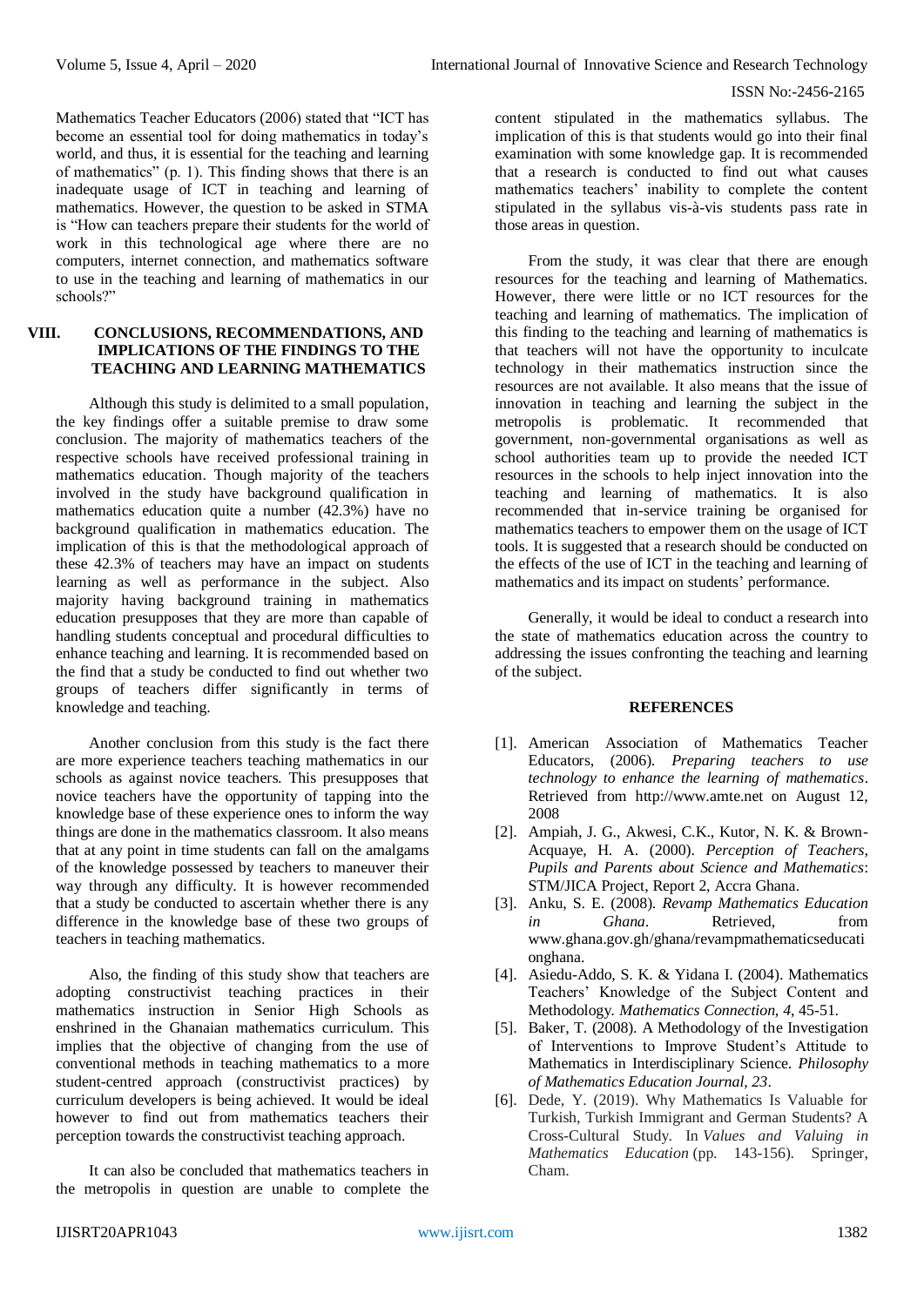Mathematics Teacher Educators (2006) stated that "ICT has become an essential tool for doing mathematics in today's world, and thus, it is essential for the teaching and learning of mathematics" (p. 1). This finding shows that there is an inadequate usage of ICT in teaching and learning of mathematics. However, the question to be asked in STMA is "How can teachers prepare their students for the world of work in this technological age where there are no computers, internet connection, and mathematics software to use in the teaching and learning of mathematics in our schools?"

## VIII. CONCLUSIONS, RECOMMENDATIONS, AND IMPLICATIONS OF THE FINDINGS TO THE TEACHING AND LEARNING MATHEMATICS

Although this study is delimited to a small population, the key findings offer a suitable premise to draw some conclusion. The majority of mathematics teachers of the respective schools have received professional training in mathematics education. Though majority of the teachers involved in the study have background qualification in mathematics education quite a number (42.3%) have no background qualification in mathematics education. The implication of this is that the methodological approach of these 42.3% of teachers may have an impact on students learning as well as performance in the subject. Also majority having background training in mathematics education presupposes that they are more than capable of handling students conceptual and procedural difficulties to enhance teaching and learning. It is recommended based on the find that a study be conducted to find out whether two groups of teachers differ significantly in terms of knowledge and teaching.

Another conclusion from this study is the fact there are more experience teachers teaching mathematics in our schools as against novice teachers. This presupposes that novice teachers have the opportunity of tapping into the knowledge base of these experience ones to inform the way things are done in the mathematics classroom. It also means that at any point in time students can fall on the amalgams of the knowledge possessed by teachers to maneuver their way through any difficulty. It is however recommended that a study be conducted to ascertain whether there is any difference in the knowledge base of these two groups of teachers in teaching mathematics.

Also, the finding of this study show that teachers are adopting constructivist teaching practices in their mathematics instruction in Senior High Schools as enshrined in the Ghanaian mathematics curriculum. This implies that the objective of changing from the use of conventional methods in teaching mathematics to a more student-centred approach (constructivist practices) by curriculum developers is being achieved. It would be ideal however to find out from mathematics teachers their perception towards the constructivist teaching approach.

It can also be concluded that mathematics teachers in the metropolis in question are unable to complete the content stipulated in the mathematics syllabus. The implication of this is that students would go into their final examination with some knowledge gap. It is recommended that a research is conducted to find out what causes mathematics teachers' inability to complete the content stipulated in the syllabus vis-à-vis students pass rate in those areas in question.

From the study, it was clear that there are enough resources for the teaching and learning of Mathematics. However, there were little or no ICT resources for the teaching and learning of mathematics. The implication of this finding to the teaching and learning of mathematics is that teachers will not have the opportunity to inculcate technology in their mathematics instruction since the resources are not available. It also means that the issue of innovation in teaching and learning the subject in the metropolis is problematic. It recommended that government, non-governmental organisations as well as school authorities team up to provide the needed ICT resources in the schools to help inject innovation into the teaching and learning of mathematics. It is also recommended that in-service training be organised for mathematics teachers to empower them on the usage of ICT tools. It is suggested that a research should be conducted on the effects of the use of ICT in the teaching and learning of mathematics and its impact on students' performance.

Generally, it would be ideal to conduct a research into the state of mathematics education across the country to addressing the issues confronting the teaching and learning of the subject.

## REFERENCES

1. American Association of Mathematics Teacher Educators, (2006). *Preparing teachers to use technology to enhance the learning of mathematics*. Retrieved from http://www.amte.net on August 12, 2008
2. Ampiah, J. G., Akwesi, C.K., Kutor, N. K. & Brown-Acquaye, H. A. (2000). *Perception of Teachers, Pupils and Parents about Science and Mathematics*: STM/JICA Project, Report 2, Accra Ghana.
3. Anku, S. E. (2008). *Revamp Mathematics Education in Ghana*. Retrieved, from www.ghana.gov.gh/ghana/revampmathematicseducationghana.
4. Asiedu-Addo, S. K. & Yidana I. (2004). Mathematics Teachers' Knowledge of the Subject Content and Methodology. *Mathematics Connection, 4*, 45-51.
5. Baker, T. (2008). A Methodology of the Investigation of Interventions to Improve Student's Attitude to Mathematics in Interdisciplinary Science. *Philosophy of Mathematics Education Journal, 23*.
6. Dede, Y. (2019). Why Mathematics Is Valuable for Turkish, Turkish Immigrant and German Students? A Cross-Cultural Study. In *Values and Valuing in Mathematics Education* (pp. 143-156). Springer, Cham.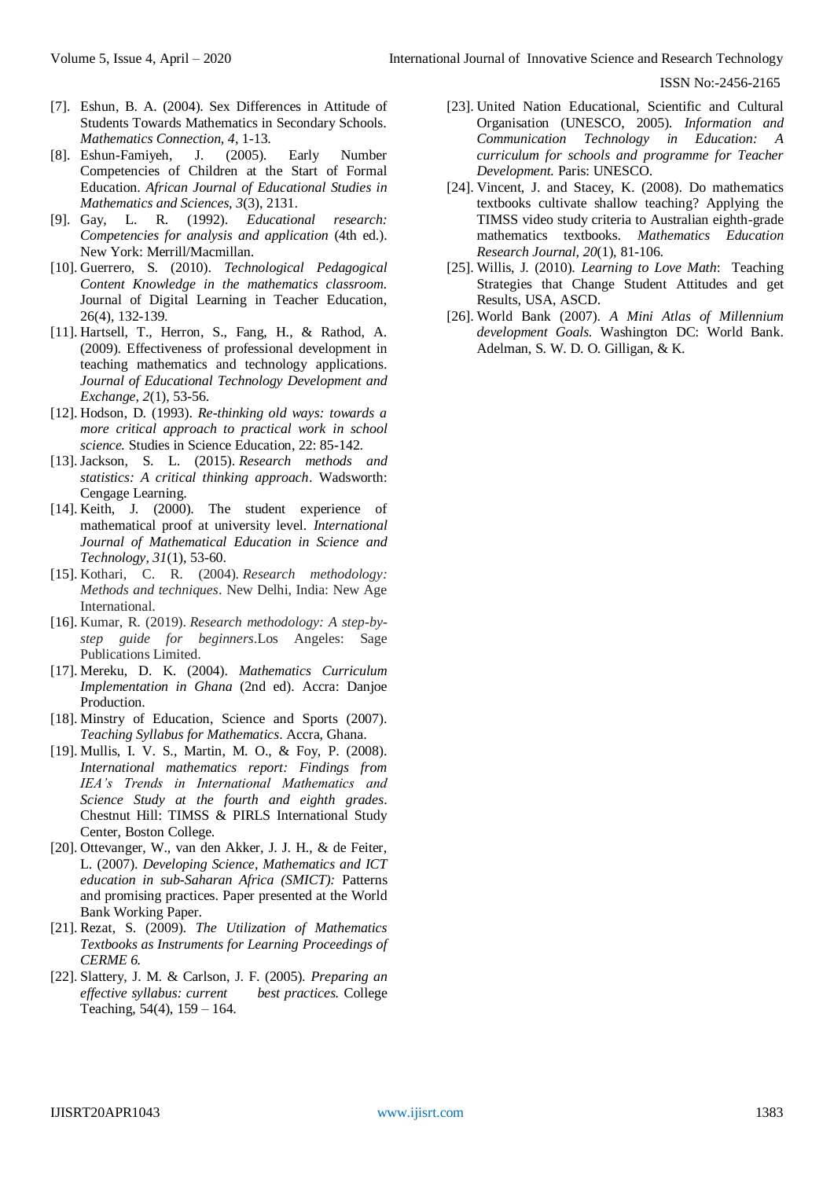[7]. Eshun, B. A. (2004). Sex Differences in Attitude of Students Towards Mathematics in Secondary Schools. *Mathematics Connection, 4*, 1-13.

[8]. Eshun-Famiyeh, J. (2005). Early Number Competencies of Children at the Start of Formal Education. *African Journal of Educational Studies in Mathematics and Sciences, 3*(3), 2131.

[9]. Gay, L. R. (1992). *Educational research: Competencies for analysis and application* (4th ed.). New York: Merrill/Macmillan.

[10]. Guerrero, S. (2010). *Technological Pedagogical Content Knowledge in the mathematics classroom.* Journal of Digital Learning in Teacher Education, 26(4), 132-139.

[11]. Hartsell, T., Herron, S., Fang, H., & Rathod, A. (2009). Effectiveness of professional development in teaching mathematics and technology applications. *Journal of Educational Technology Development and Exchange, 2*(1), 53-56.

[12]. Hodson, D. (1993). *Re-thinking old ways: towards a more critical approach to practical work in school science.* Studies in Science Education, 22: 85-142.

[13]. Jackson, S. L. (2015). *Research methods and statistics: A critical thinking approach*. Wadsworth: Cengage Learning.

[14]. Keith, J. (2000). The student experience of mathematical proof at university level. *International Journal of Mathematical Education in Science and Technology, 31*(1), 53-60.

[15]. Kothari, C. R. (2004). *Research methodology: Methods and techniques*. New Delhi, India: New Age International.

[16]. Kumar, R. (2019). *Research methodology: A step-by-step guide for beginners*.Los Angeles: Sage Publications Limited.

[17]. Mereku, D. K. (2004). *Mathematics Curriculum Implementation in Ghana* (2nd ed). Accra: Danjoe Production.

[18]. Minstry of Education, Science and Sports (2007). *Teaching Syllabus for Mathematics*. Accra, Ghana.

[19]. Mullis, I. V. S., Martin, M. O., & Foy, P. (2008). *International mathematics report: Findings from IEA's Trends in International Mathematics and Science Study at the fourth and eighth grades*. Chestnut Hill: TIMSS & PIRLS International Study Center, Boston College.

[20]. Ottevanger, W., van den Akker, J. J. H., & de Feiter, L. (2007). *Developing Science, Mathematics and ICT education in sub-Saharan Africa (SMICT):* Patterns and promising practices. Paper presented at the World Bank Working Paper.

[21]. Rezat, S. (2009). *The Utilization of Mathematics Textbooks as Instruments for Learning Proceedings of CERME 6.*

[22]. Slattery, J. M. & Carlson, J. F. (2005). *Preparing an effective syllabus: current best practices.* College Teaching, 54(4), 159 – 164.

[23]. United Nation Educational, Scientific and Cultural Organisation (UNESCO, 2005). *Information and Communication Technology in Education: A curriculum for schools and programme for Teacher Development.* Paris: UNESCO.

[24]. Vincent, J. and Stacey, K. (2008). Do mathematics textbooks cultivate shallow teaching? Applying the TIMSS video study criteria to Australian eighth-grade mathematics textbooks. *Mathematics Education Research Journal, 20*(1), 81-106.

[25]. Willis, J. (2010). *Learning to Love Math*: Teaching Strategies that Change Student Attitudes and get Results, USA, ASCD.

[26]. World Bank (2007). *A Mini Atlas of Millennium development Goals.* Washington DC: World Bank. Adelman, S. W. D. O. Gilligan, & K.